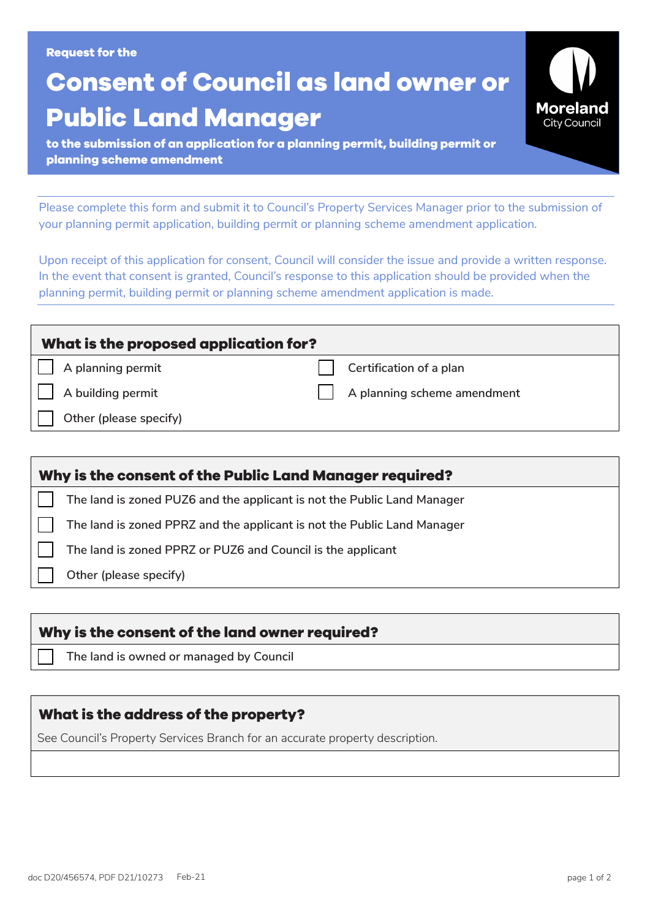Request for the

# Consent of Council as land owner or Public Land Manager

**to the submission of an application for a planning permit, building permit or planning scheme amendment**

Moreland City Council

Please complete this form and submit it to Council's Property Services Manager prior to the submission of your planning permit application, building permit or planning scheme amendment application.

Upon receipt of this application for consent, Council will consider the issue and provide a written response. In the event that consent is granted, Council's response to this application should be provided when the planning permit, building permit or planning scheme amendment application is made.

## What is the proposed application for?

- ☐ A planning permit
- ☐ Certification of a plan
- ☐ A building permit
- ☐ A planning scheme amendment
- ☐ Other (please specify)

## Why is the consent of the Public Land Manager required?

- ☐ The land is zoned PUZ6 and the applicant is not the Public Land Manager
- ☐ The land is zoned PPRZ and the applicant is not the Public Land Manager
- ☐ The land is zoned PPRZ or PUZ6 and Council is the applicant
- ☐ Other (please specify)

## Why is the consent of the land owner required?

- ☐ The land is owned or managed by Council

## What is the address of the property?

See Council's Property Services Branch for an accurate property description.

doc D20/456574, PDF D21/10273 Feb-21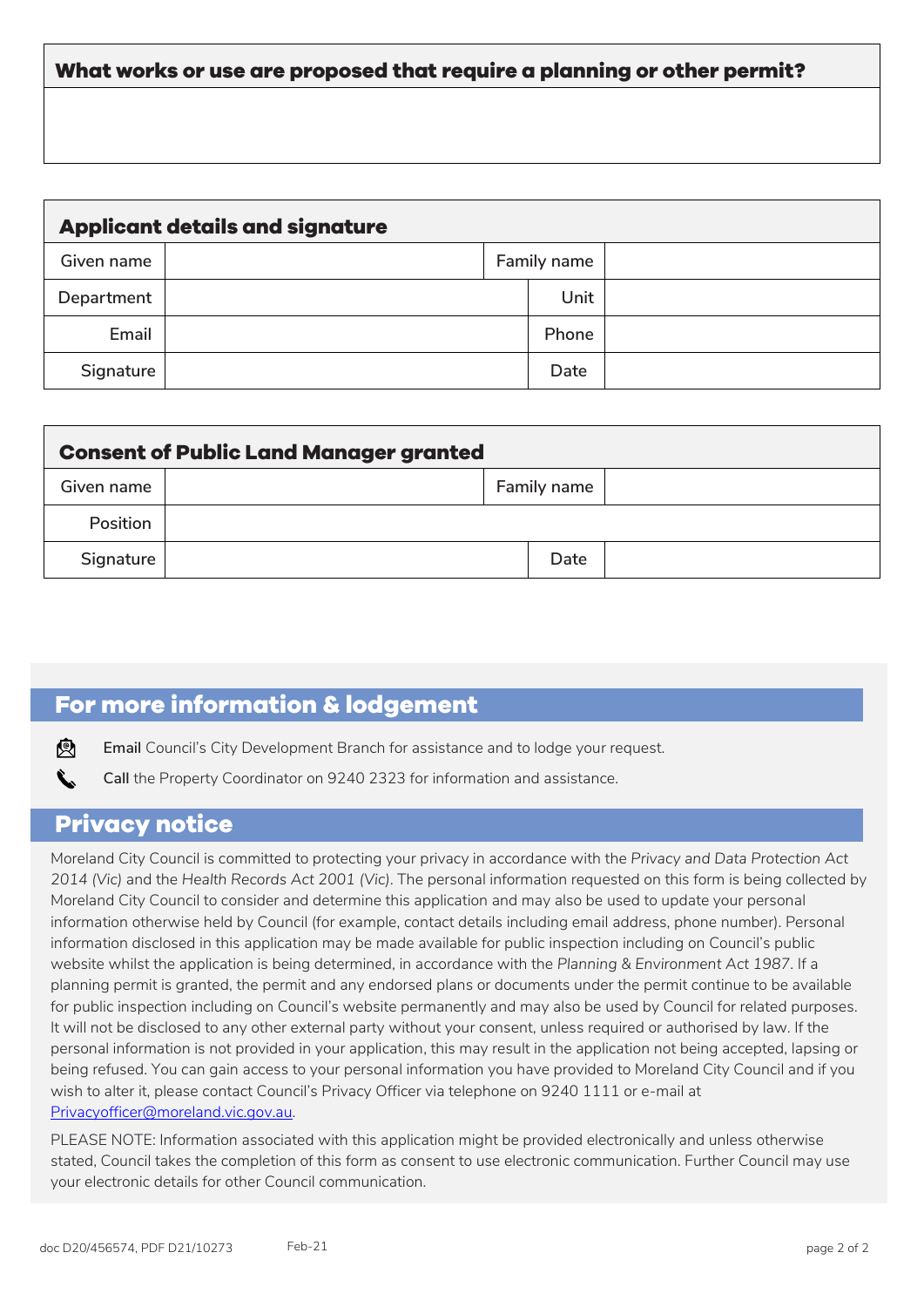## What works or use are proposed that require a planning or other permit?

| |
|---|
| |

## Applicant details and signature

| | | | |
|---|---|---|---|
| Given name | | Family name | |
| Department | | Unit | |
| Email | | Phone | |
| Signature | | Date | |

## Consent of Public Land Manager granted

| | | | |
|---|---|---|---|
| Given name | | Family name | |
| Position | | | |
| Signature | | Date | |

## For more information & lodgement

**Email** Council's City Development Branch for assistance and to lodge your request.

**Call** the Property Coordinator on 9240 2323 for information and assistance.

## Privacy notice

Moreland City Council is committed to protecting your privacy in accordance with the *Privacy and Data Protection Act 2014 (Vic)* and the *Health Records Act 2001 (Vic)*. The personal information requested on this form is being collected by Moreland City Council to consider and determine this application and may also be used to update your personal information otherwise held by Council (for example, contact details including email address, phone number). Personal information disclosed in this application may be made available for public inspection including on Council's public website whilst the application is being determined, in accordance with the *Planning & Environment Act 1987*. If a planning permit is granted, the permit and any endorsed plans or documents under the permit continue to be available for public inspection including on Council's website permanently and may also be used by Council for related purposes. It will not be disclosed to any other external party without your consent, unless required or authorised by law. If the personal information is not provided in your application, this may result in the application not being accepted, lapsing or being refused. You can gain access to your personal information you have provided to Moreland City Council and if you wish to alter it, please contact Council's Privacy Officer via telephone on 9240 1111 or e-mail at Privacyofficer@moreland.vic.gov.au.

PLEASE NOTE: Information associated with this application might be provided electronically and unless otherwise stated, Council takes the completion of this form as consent to use electronic communication. Further Council may use your electronic details for other Council communication.

doc D20/456574, PDF D21/10273 Feb-21